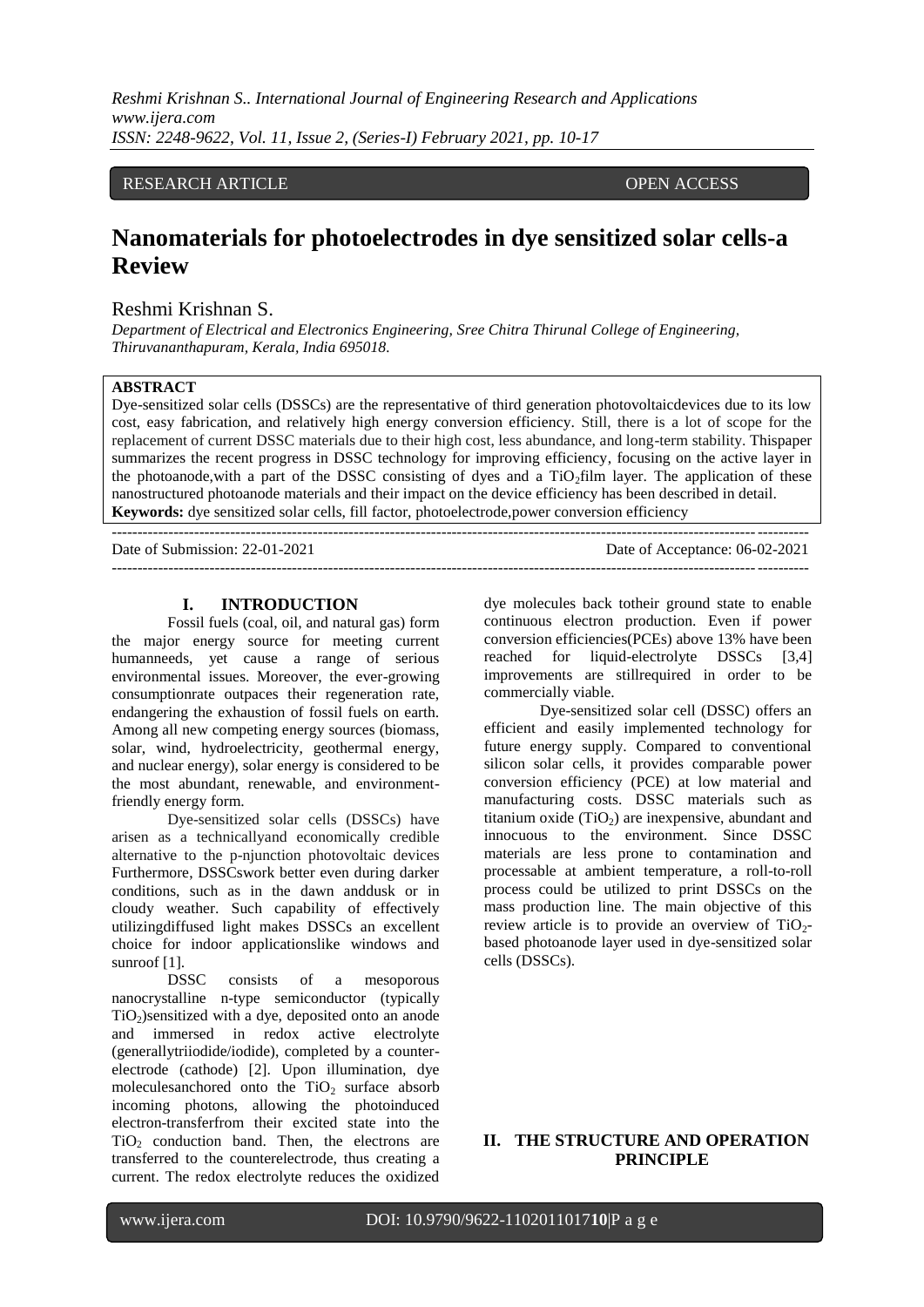RESEARCH ARTICLE OPEN ACCESS

# Nanomaterials for photoelectrodes in dye sensitized solar cells-a Review

Reshmi Krishnan S.

*Department of Electrical and Electronics Engineering, Sree Chitra Thirunal College of Engineering, Thiruvananthapuram, Kerala, India 695018.*

**ABSTRACT**

Dye-sensitized solar cells (DSSCs) are the representative of third generation photovoltaicdevices due to its low cost, easy fabrication, and relatively high energy conversion efficiency. Still, there is a lot of scope for the replacement of current DSSC materials due to their high cost, less abundance, and long-term stability. Thispaper summarizes the recent progress in DSSC technology for improving efficiency, focusing on the active layer in the photoanode,with a part of the DSSC consisting of dyes and a $TiO_2$film layer. The application of these nanostructured photoanode materials and their impact on the device efficiency has been described in detail.

**Keywords:** dye sensitized solar cells, fill factor, photoelectrode,power conversion efficiency

Date of Submission: 22-01-2021 Date of Acceptance: 06-02-2021

## I. INTRODUCTION

Fossil fuels (coal, oil, and natural gas) form the major energy source for meeting current humanneeds, yet cause a range of serious environmental issues. Moreover, the ever-growing consumptionrate outpaces their regeneration rate, endangering the exhaustion of fossil fuels on earth. Among all new competing energy sources (biomass, solar, wind, hydroelectricity, geothermal energy, and nuclear energy), solar energy is considered to be the most abundant, renewable, and environment-friendly energy form.

Dye-sensitized solar cells (DSSCs) have arisen as a technicallyand economically credible alternative to the p-njunction photovoltaic devices Furthermore, DSSCswork better even during darker conditions, such as in the dawn anddusk or in cloudy weather. Such capability of effectively utilizingdiffused light makes DSSCs an excellent choice for indoor applicationslike windows and sunroof [1].

DSSC consists of a mesoporous nanocrystalline n-type semiconductor (typically $TiO_2$)sensitized with a dye, deposited onto an anode and immersed in redox active electrolyte (generallytriiodide/iodide), completed by a counter-electrode (cathode) [2]. Upon illumination, dye moleculesanchored onto the $TiO_2$ surface absorb incoming photons, allowing the photoinduced electron-transferfrom their excited state into the $TiO_2$ conduction band. Then, the electrons are transferred to the counterelectrode, thus creating a current. The redox electrolyte reduces the oxidized dye molecules back totheir ground state to enable continuous electron production. Even if power conversion efficiencies(PCEs) above 13% have been reached for liquid-electrolyte DSSCs [3,4] improvements are stillrequired in order to be commercially viable.

Dye-sensitized solar cell (DSSC) offers an efficient and easily implemented technology for future energy supply. Compared to conventional silicon solar cells, it provides comparable power conversion efficiency (PCE) at low material and manufacturing costs. DSSC materials such as titanium oxide ($TiO_2$) are inexpensive, abundant and innocuous to the environment. Since DSSC materials are less prone to contamination and processable at ambient temperature, a roll-to-roll process could be utilized to print DSSCs on the mass production line. The main objective of this review article is to provide an overview of $TiO_2$-based photoanode layer used in dye-sensitized solar cells (DSSCs).

## II. THE STRUCTURE AND OPERATION PRINCIPLE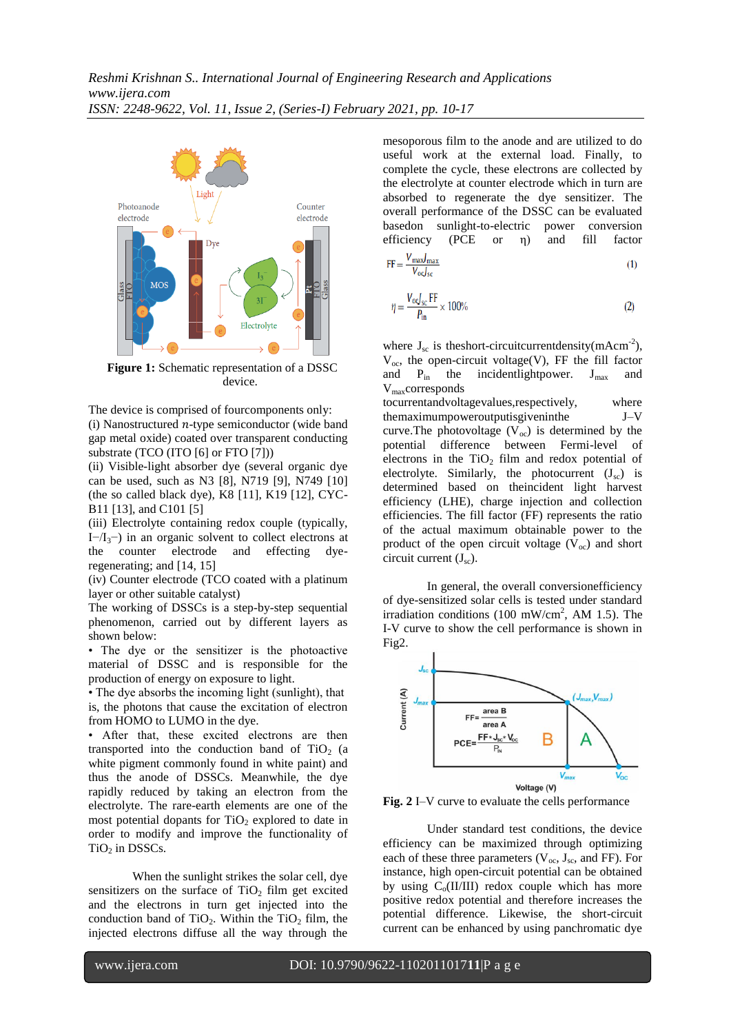**Figure 1:** Schematic representation of a DSSC device.

The device is comprised of fourcomponents only:
(i) Nanostructured $n$-type semiconductor (wide band gap metal oxide) coated over transparent conducting substrate (TCO (ITO [6] or FTO [7]))
(ii) Visible-light absorber dye (several organic dye can be used, such as N3 [8], N719 [9], N749 [10] (the so called black dye), K8 [11], K19 [12], CYC-B11 [13], and C101 [5]
(iii) Electrolyte containing redox couple (typically, $I^-/I_3^-$) in an organic solvent to collect electrons at the counter electrode and effecting dye-regenerating; and [14, 15]
(iv) Counter electrode (TCO coated with a platinum layer or other suitable catalyst)
The working of DSSCs is a step-by-step sequential phenomenon, carried out by different layers as shown below:

- The dye or the sensitizer is the photoactive material of DSSC and is responsible for the production of energy on exposure to light.
- The dye absorbs the incoming light (sunlight), that is, the photons that cause the excitation of electron from HOMO to LUMO in the dye.
- After that, these excited electrons are then transported into the conduction band of $TiO_2$ (a white pigment commonly found in white paint) and thus the anode of DSSCs. Meanwhile, the dye rapidly reduced by taking an electron from the electrolyte. The rare-earth elements are one of the most potential dopants for $TiO_2$ explored to date in order to modify and improve the functionality of $TiO_2$ in DSSCs.

When the sunlight strikes the solar cell, dye sensitizers on the surface of $TiO_2$ film get excited and the electrons in turn get injected into the conduction band of $TiO_2$. Within the $TiO_2$ film, the injected electrons diffuse all the way through the mesoporous film to the anode and are utilized to do useful work at the external load. Finally, to complete the cycle, these electrons are collected by the electrolyte at counter electrode which in turn are absorbed to regenerate the dye sensitizer. The overall performance of the DSSC can be evaluated basedon sunlight-to-electric power conversion efficiency (PCE or η) and fill factor

$$FF = \frac{V_{max}J_{max}}{V_{oc}J_{sc}} \quad (1)$$

$$\eta = \frac{V_{oc}J_{sc}FF}{P_{in}} \times 100\% \quad (2)$$

where $J_{sc}$ is theshort-circuitcurrentdensity(mAcm$^{-2}$), $V_{oc}$, the open-circuit voltage(V), FF the fill factor and $P_{in}$ the incidentlightpower. $J_{max}$ and $V_{max}$corresponds tocurrentandvoltagevalues,respectively, where themaximumpoweroutputisgiveninthe J–V curve.The photovoltage ($V_{oc}$) is determined by the potential difference between Fermi-level of electrons in the $TiO_2$ film and redox potential of electrolyte. Similarly, the photocurrent ($J_{sc}$) is determined based on theincident light harvest efficiency (LHE), charge injection and collection efficiencies. The fill factor (FF) represents the ratio of the actual maximum obtainable power to the product of the open circuit voltage ($V_{oc}$) and short circuit current ($J_{sc}$).

In general, the overall conversionefficiency of dye-sensitized solar cells is tested under standard irradiation conditions (100 mW/cm$^2$, AM 1.5). The I-V curve to show the cell performance is shown in Fig2.

**Fig. 2** I–V curve to evaluate the cells performance

Under standard test conditions, the device efficiency can be maximized through optimizing each of these three parameters ($V_{oc}$, $J_{sc}$, and FF). For instance, high open-circuit potential can be obtained by using $C_o$(II/III) redox couple which has more positive redox potential and therefore increases the potential difference. Likewise, the short-circuit current can be enhanced by using panchromatic dye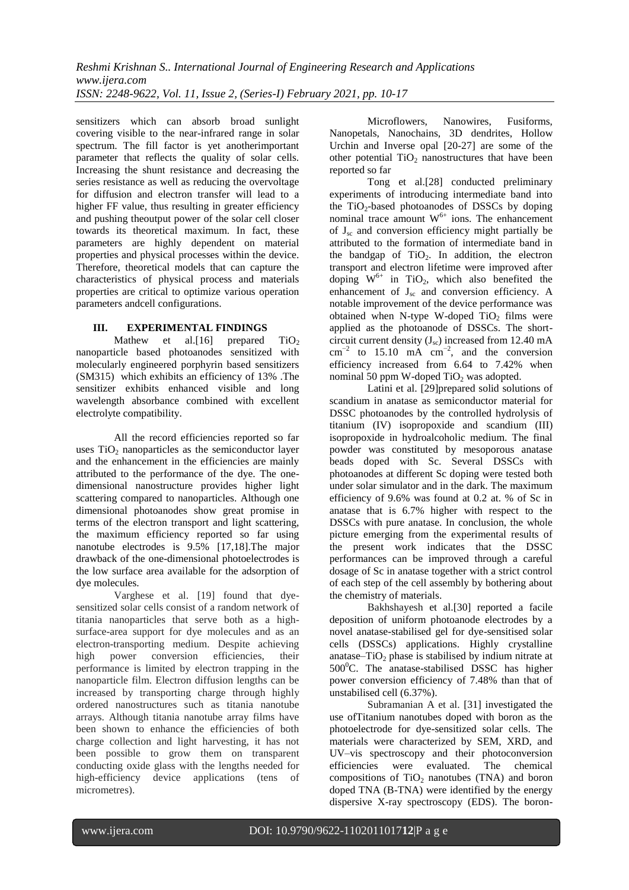sensitizers which can absorb broad sunlight covering visible to the near-infrared range in solar spectrum. The fill factor is yet anotherimportant parameter that reflects the quality of solar cells. Increasing the shunt resistance and decreasing the series resistance as well as reducing the overvoltage for diffusion and electron transfer will lead to a higher FF value, thus resulting in greater efficiency and pushing theoutput power of the solar cell closer towards its theoretical maximum. In fact, these parameters are highly dependent on material properties and physical processes within the device. Therefore, theoretical models that can capture the characteristics of physical process and materials properties are critical to optimize various operation parameters andcell configurations.

## III. EXPERIMENTAL FINDINGS

Mathew et al.[16] prepared $TiO_2$ nanoparticle based photoanodes sensitized with molecularly engineered porphyrin based sensitizers (SM315) which exhibits an efficiency of 13% .The sensitizer exhibits enhanced visible and long wavelength absorbance combined with excellent electrolyte compatibility.

All the record efficiencies reported so far uses $TiO_2$ nanoparticles as the semiconductor layer and the enhancement in the efficiencies are mainly attributed to the performance of the dye. The one-dimensional nanostructure provides higher light scattering compared to nanoparticles. Although one dimensional photoanodes show great promise in terms of the electron transport and light scattering, the maximum efficiency reported so far using nanotube electrodes is 9.5% [17,18].The major drawback of the one-dimensional photoelectrodes is the low surface area available for the adsorption of dye molecules.

Varghese et al. [19] found that dye-sensitized solar cells consist of a random network of titania nanoparticles that serve both as a high-surface-area support for dye molecules and as an electron-transporting medium. Despite achieving high power conversion efficiencies, their performance is limited by electron trapping in the nanoparticle film. Electron diffusion lengths can be increased by transporting charge through highly ordered nanostructures such as titania nanotube arrays. Although titania nanotube array films have been shown to enhance the efficiencies of both charge collection and light harvesting, it has not been possible to grow them on transparent conducting oxide glass with the lengths needed for high-efficiency device applications (tens of micrometres).

Microflowers, Nanowires, Fusiforms, Nanopetals, Nanochains, 3D dendrites, Hollow Urchin and Inverse opal [20-27] are some of the other potential $TiO_2$ nanostructures that have been reported so far

Tong et al.[28] conducted preliminary experiments of introducing intermediate band into the $TiO_2$-based photoanodes of DSSCs by doping nominal trace amount $W^{6+}$ ions. The enhancement of $J_{sc}$ and conversion efficiency might partially be attributed to the formation of intermediate band in the bandgap of $TiO_2$. In addition, the electron transport and electron lifetime were improved after doping $W^{6+}$ in $TiO_2$, which also benefited the enhancement of $J_{sc}$ and conversion efficiency. A notable improvement of the device performance was obtained when N-type W-doped $TiO_2$ films were applied as the photoanode of DSSCs. The short-circuit current density ($J_{sc}$) increased from 12.40 mA $cm^{-2}$ to 15.10 mA $cm^{-2}$, and the conversion efficiency increased from 6.64 to 7.42% when nominal 50 ppm W-doped $TiO_2$ was adopted.

Latini et al. [29]prepared solid solutions of scandium in anatase as semiconductor material for DSSC photoanodes by the controlled hydrolysis of titanium (IV) isopropoxide and scandium (III) isopropoxide in hydroalcoholic medium. The final powder was constituted by mesoporous anatase beads doped with Sc. Several DSSCs with photoanodes at different Sc doping were tested both under solar simulator and in the dark. The maximum efficiency of 9.6% was found at 0.2 at. % of Sc in anatase that is 6.7% higher with respect to the DSSCs with pure anatase. In conclusion, the whole picture emerging from the experimental results of the present work indicates that the DSSC performances can be improved through a careful dosage of Sc in anatase together with a strict control of each step of the cell assembly by bothering about the chemistry of materials.

Bakhshayesh et al.[30] reported a facile deposition of uniform photoanode electrodes by a novel anatase-stabilised gel for dye-sensitised solar cells (DSSCs) applications. Highly crystalline anatase–$TiO_2$ phase is stabilised by indium nitrate at $500^0$C. The anatase-stabilised DSSC has higher power conversion efficiency of 7.48% than that of unstabilised cell (6.37%).

Subramanian A et al. [31] investigated the use ofTitanium nanotubes doped with boron as the photoelectrode for dye-sensitized solar cells. The materials were characterized by SEM, XRD, and UV–vis spectroscopy and their photoconversion efficiencies were evaluated. The chemical compositions of $TiO_2$ nanotubes (TNA) and boron doped TNA (B-TNA) were identified by the energy dispersive X-ray spectroscopy (EDS). The boron-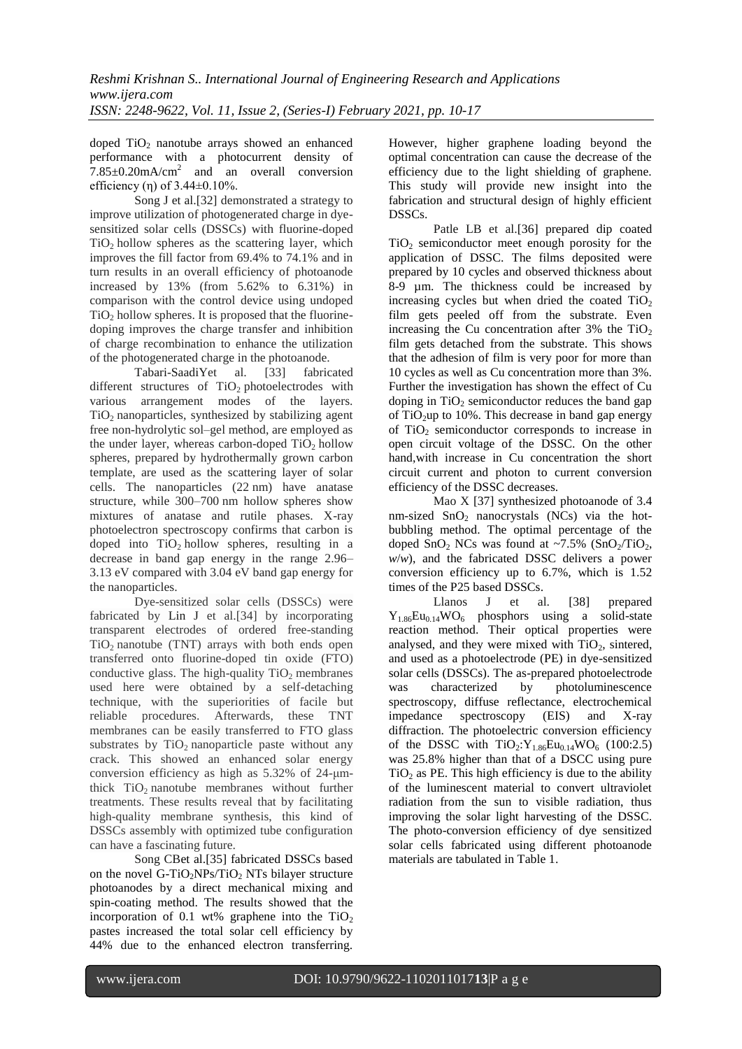doped $TiO_2$ nanotube arrays showed an enhanced performance with a photocurrent density of $7.85\pm0.20 mA/cm^2$ and an overall conversion efficiency (η) of $3.44\pm0.10\%$.

Song J et al.[32] demonstrated a strategy to improve utilization of photogenerated charge in dye-sensitized solar cells (DSSCs) with fluorine-doped $TiO_2$ hollow spheres as the scattering layer, which improves the fill factor from 69.4% to 74.1% and in turn results in an overall efficiency of photoanode increased by 13% (from 5.62% to 6.31%) in comparison with the control device using undoped $TiO_2$ hollow spheres. It is proposed that the fluorine-doping improves the charge transfer and inhibition of charge recombination to enhance the utilization of the photogenerated charge in the photoanode.

Tabari-SaadiYet al. [33] fabricated different structures of $TiO_2$ photoelectrodes with various arrangement modes of the layers. $TiO_2$ nanoparticles, synthesized by stabilizing agent free non-hydrolytic sol–gel method, are employed as the under layer, whereas carbon-doped $TiO_2$ hollow spheres, prepared by hydrothermally grown carbon template, are used as the scattering layer of solar cells. The nanoparticles (22 nm) have anatase structure, while 300–700 nm hollow spheres show mixtures of anatase and rutile phases. X-ray photoelectron spectroscopy confirms that carbon is doped into $TiO_2$ hollow spheres, resulting in a decrease in band gap energy in the range 2.96–3.13 eV compared with 3.04 eV band gap energy for the nanoparticles.

Dye-sensitized solar cells (DSSCs) were fabricated by Lin J et al.[34] by incorporating transparent electrodes of ordered free-standing $TiO_2$ nanotube (TNT) arrays with both ends open transferred onto fluorine-doped tin oxide (FTO) conductive glass. The high-quality $TiO_2$ membranes used here were obtained by a self-detaching technique, with the superiorities of facile but reliable procedures. Afterwards, these TNT membranes can be easily transferred to FTO glass substrates by $TiO_2$ nanoparticle paste without any crack. This showed an enhanced solar energy conversion efficiency as high as 5.32% of 24-μm-thick $TiO_2$ nanotube membranes without further treatments. These results reveal that by facilitating high-quality membrane synthesis, this kind of DSSCs assembly with optimized tube configuration can have a fascinating future.

Song CBet al.[35] fabricated DSSCs based on the novel G-$TiO_2$NPs/$TiO_2$ NTs bilayer structure photoanodes by a direct mechanical mixing and spin-coating method. The results showed that the incorporation of 0.1 wt% graphene into the $TiO_2$ pastes increased the total solar cell efficiency by 44% due to the enhanced electron transferring. However, higher graphene loading beyond the optimal concentration can cause the decrease of the efficiency due to the light shielding of graphene. This study will provide new insight into the fabrication and structural design of highly efficient DSSCs.

Patle LB et al.[36] prepared dip coated $TiO_2$ semiconductor meet enough porosity for the application of DSSC. The films deposited were prepared by 10 cycles and observed thickness about 8-9 µm. The thickness could be increased by increasing cycles but when dried the coated $TiO_2$ film gets peeled off from the substrate. Even increasing the Cu concentration after 3% the $TiO_2$ film gets detached from the substrate. This shows that the adhesion of film is very poor for more than 10 cycles as well as Cu concentration more than 3%. Further the investigation has shown the effect of Cu doping in $TiO_2$ semiconductor reduces the band gap of $TiO_2$up to 10%. This decrease in band gap energy of $TiO_2$ semiconductor corresponds to increase in open circuit voltage of the DSSC. On the other hand,with increase in Cu concentration the short circuit current and photon to current conversion efficiency of the DSSC decreases.

Mao X [37] synthesized photoanode of 3.4 nm-sized $SnO_2$ nanocrystals (NCs) via the hot-bubbling method. The optimal percentage of the doped $SnO_2$ NCs was found at ~7.5% ($SnO_2/TiO_2$, *w*/*w*), and the fabricated DSSC delivers a power conversion efficiency up to 6.7%, which is 1.52 times of the P25 based DSSCs.

Llanos J et al. [38] prepared $Y_{1.86}Eu_{0.14}WO_6$ phosphors using a solid-state reaction method. Their optical properties were analysed, and they were mixed with $TiO_2$, sintered, and used as a photoelectrode (PE) in dye-sensitized solar cells (DSSCs). The as-prepared photoelectrode was characterized by photoluminescence spectroscopy, diffuse reflectance, electrochemical impedance spectroscopy (EIS) and X-ray diffraction. The photoelectric conversion efficiency of the DSSC with $TiO_2$:$Y_{1.86}Eu_{0.14}WO_6$ (100:2.5) was 25.8% higher than that of a DCSC using pure $TiO_2$ as PE. This high efficiency is due to the ability of the luminescent material to convert ultraviolet radiation from the sun to visible radiation, thus improving the solar light harvesting of the DSSC. The photo-conversion efficiency of dye sensitized solar cells fabricated using different photoanode materials are tabulated in Table 1.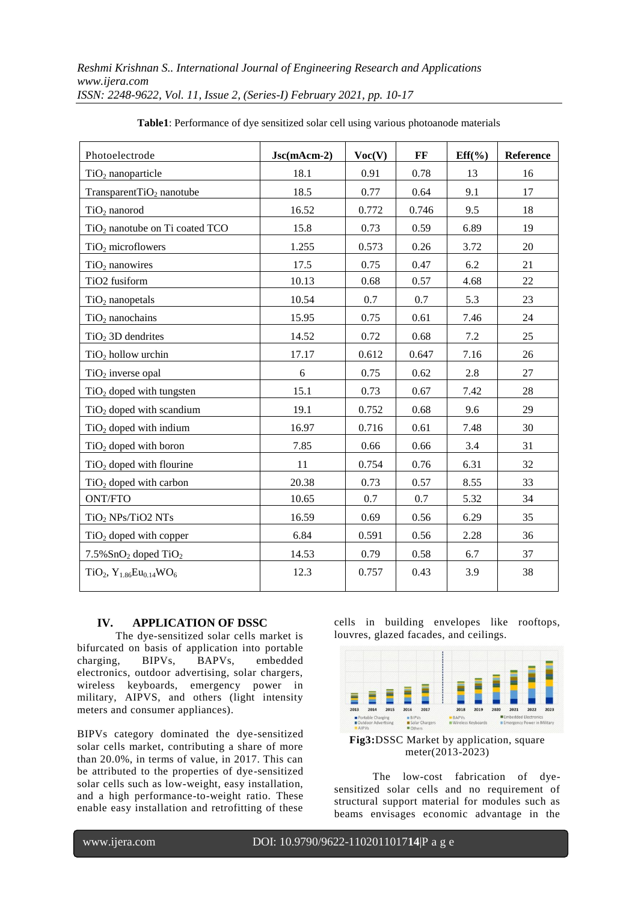**Table1**: Performance of dye sensitized solar cell using various photoanode materials

| Photoelectrode | Jsc(mAcm-2) | Voc(V) | FF | Eff(%) | Reference |
|---|---|---|---|---|---|
| $TiO_2$ nanoparticle | 18.1 | 0.91 | 0.78 | 13 | 16 |
| Transparent$TiO_2$ nanotube | 18.5 | 0.77 | 0.64 | 9.1 | 17 |
| $TiO_2$ nanorod | 16.52 | 0.772 | 0.746 | 9.5 | 18 |
| $TiO_2$ nanotube on Ti coated TCO | 15.8 | 0.73 | 0.59 | 6.89 | 19 |
| $TiO_2$ microflowers | 1.255 | 0.573 | 0.26 | 3.72 | 20 |
| $TiO_2$ nanowires | 17.5 | 0.75 | 0.47 | 6.2 | 21 |
| TiO2 fusiform | 10.13 | 0.68 | 0.57 | 4.68 | 22 |
| $TiO_2$ nanopetals | 10.54 | 0.7 | 0.7 | 5.3 | 23 |
| $TiO_2$ nanochains | 15.95 | 0.75 | 0.61 | 7.46 | 24 |
| $TiO_2$ 3D dendrites | 14.52 | 0.72 | 0.68 | 7.2 | 25 |
| $TiO_2$ hollow urchin | 17.17 | 0.612 | 0.647 | 7.16 | 26 |
| $TiO_2$ inverse opal | 6 | 0.75 | 0.62 | 2.8 | 27 |
| $TiO_2$ doped with tungsten | 15.1 | 0.73 | 0.67 | 7.42 | 28 |
| $TiO_2$ doped with scandium | 19.1 | 0.752 | 0.68 | 9.6 | 29 |
| $TiO_2$ doped with indium | 16.97 | 0.716 | 0.61 | 7.48 | 30 |
| $TiO_2$ doped with boron | 7.85 | 0.66 | 0.66 | 3.4 | 31 |
| $TiO_2$ doped with flourine | 11 | 0.754 | 0.76 | 6.31 | 32 |
| $TiO_2$ doped with carbon | 20.38 | 0.73 | 0.57 | 8.55 | 33 |
| ONT/FTO | 10.65 | 0.7 | 0.7 | 5.32 | 34 |
| $TiO_2$ NPs/TiO2 NTs | 16.59 | 0.69 | 0.56 | 6.29 | 35 |
| $TiO_2$ doped with copper | 6.84 | 0.591 | 0.56 | 2.28 | 36 |
| 7.5%$SnO_2$ doped $TiO_2$ | 14.53 | 0.79 | 0.58 | 6.7 | 37 |
| $TiO_2$, $Y_{1.86}Eu_{0.14}WO_6$ | 12.3 | 0.757 | 0.43 | 3.9 | 38 |

## IV. APPLICATION OF DSSC

The dye-sensitized solar cells market is bifurcated on basis of application into portable charging, BIPVs, BAPVs, embedded electronics, outdoor advertising, solar chargers, wireless keyboards, emergency power in military, AIPVS, and others (light intensity meters and consumer appliances).

BIPVs category dominated the dye-sensitized solar cells market, contributing a share of more than 20.0%, in terms of value, in 2017. This can be attributed to the properties of dye-sensitized solar cells such as low-weight, easy installation, and a high performance-to-weight ratio. These enable easy installation and retrofitting of these cells in building envelopes like rooftops, louvres, glazed facades, and ceilings.

**Fig3:**DSSC Market by application, square meter(2013-2023)

The low-cost fabrication of dye-sensitized solar cells and no requirement of structural support material for modules such as beams envisages economic advantage in the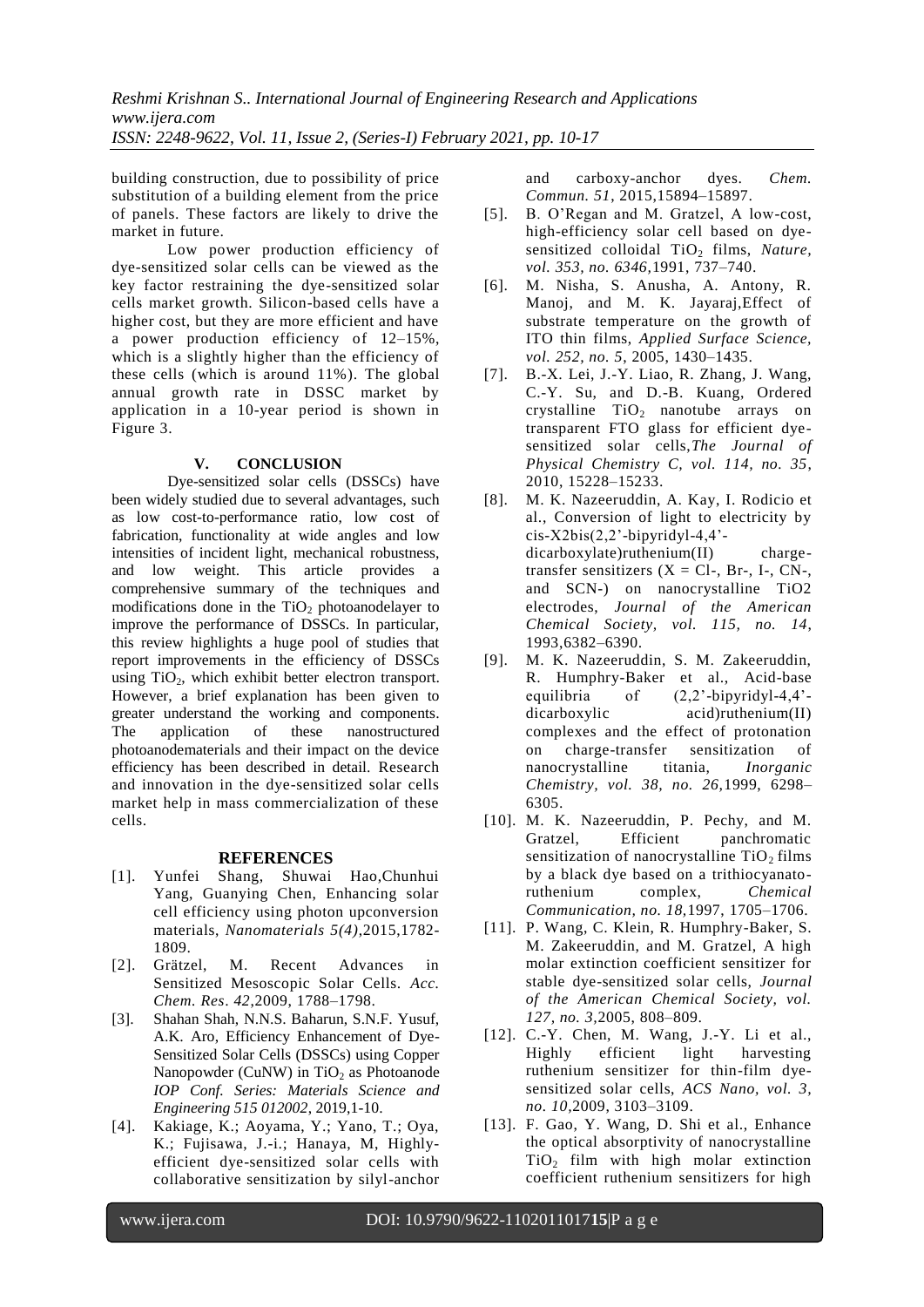building construction, due to possibility of price substitution of a building element from the price of panels. These factors are likely to drive the market in future.

Low power production efficiency of dye-sensitized solar cells can be viewed as the key factor restraining the dye-sensitized solar cells market growth. Silicon-based cells have a higher cost, but they are more efficient and have a power production efficiency of 12–15%, which is a slightly higher than the efficiency of these cells (which is around 11%). The global annual growth rate in DSSC market by application in a 10-year period is shown in Figure 3.

## V. CONCLUSION

Dye-sensitized solar cells (DSSCs) have been widely studied due to several advantages, such as low cost-to-performance ratio, low cost of fabrication, functionality at wide angles and low intensities of incident light, mechanical robustness, and low weight. This article provides a comprehensive summary of the techniques and modifications done in the $TiO_2$ photoanodelayer to improve the performance of DSSCs. In particular, this review highlights a huge pool of studies that report improvements in the efficiency of DSSCs using $TiO_2$, which exhibit better electron transport. However, a brief explanation has been given to greater understand the working and components. The application of these nanostructured photoanodematerials and their impact on the device efficiency has been described in detail. Research and innovation in the dye-sensitized solar cells market help in mass commercialization of these cells.

## REFERENCES

[1]. Yunfei Shang, Shuwai Hao,Chunhui Yang, Guanying Chen, Enhancing solar cell efficiency using photon upconversion materials, *Nanomaterials 5(4)*,2015,1782-1809.

[2]. Grätzel, M. Recent Advances in Sensitized Mesoscopic Solar Cells. *Acc. Chem. Res*. *42*,2009, 1788–1798.

[3]. Shahan Shah, N.N.S. Baharun, S.N.F. Yusuf, A.K. Aro, Efficiency Enhancement of Dye-Sensitized Solar Cells (DSSCs) using Copper Nanopowder (CuNW) in $TiO_2$ as Photoanode *IOP Conf. Series: Materials Science and Engineering 515 012002*, 2019,1-10.

[4]. Kakiage, K.; Aoyama, Y.; Yano, T.; Oya, K.; Fujisawa, J.-i.; Hanaya, M, Highly-efficient dye-sensitized solar cells with collaborative sensitization by silyl-anchor and carboxy-anchor dyes. *Chem. Commun. 51*, 2015,15894–15897.

[5]. B. O'Regan and M. Gratzel, A low-cost, high-efficiency solar cell based on dye-sensitized colloidal $TiO_2$ films, *Nature, vol. 353, no. 6346*,1991, 737–740.

[6]. M. Nisha, S. Anusha, A. Antony, R. Manoj, and M. K. Jayaraj,Effect of substrate temperature on the growth of ITO thin films, *Applied Surface Science, vol. 252, no. 5*, 2005, 1430–1435.

[7]. B.-X. Lei, J.-Y. Liao, R. Zhang, J. Wang, C.-Y. Su, and D.-B. Kuang, Ordered crystalline $TiO_2$ nanotube arrays on transparent FTO glass for efficient dye-sensitized solar cells,*The Journal of Physical Chemistry C, vol. 114, no. 35*, 2010, 15228–15233.

[8]. M. K. Nazeeruddin, A. Kay, I. Rodicio et al., Conversion of light to electricity by cis-X2bis(2,2'-bipyridyl-4,4'-dicarboxylate)ruthenium(II) charge-transfer sensitizers (X = Cl-, Br-, I-, CN-, and SCN-) on nanocrystalline TiO2 electrodes, *Journal of the American Chemical Society, vol. 115, no. 14*, 1993,6382–6390.

[9]. M. K. Nazeeruddin, S. M. Zakeeruddin, R. Humphry-Baker et al., Acid-base equilibria of (2,2'-bipyridyl-4,4'-dicarboxylic acid)ruthenium(II) complexes and the effect of protonation on charge-transfer sensitization of nanocrystalline titania, *Inorganic Chemistry, vol. 38, no. 26*,1999, 6298–6305.

[10]. M. K. Nazeeruddin, P. Pechy, and M. Gratzel, Efficient panchromatic sensitization of nanocrystalline $TiO_2$ films by a black dye based on a trithiocyanato-ruthenium complex, *Chemical Communication, no. 18*,1997, 1705–1706.

[11]. P. Wang, C. Klein, R. Humphry-Baker, S. M. Zakeeruddin, and M. Gratzel, A high molar extinction coefficient sensitizer for stable dye-sensitized solar cells, *Journal of the American Chemical Society, vol. 127, no. 3*,2005, 808–809.

[12]. C.-Y. Chen, M. Wang, J.-Y. Li et al., Highly efficient light harvesting ruthenium sensitizer for thin-film dye-sensitized solar cells, *ACS Nano, vol. 3, no. 10*,2009, 3103–3109.

[13]. F. Gao, Y. Wang, D. Shi et al., Enhance the optical absorptivity of nanocrystalline $TiO_2$ film with high molar extinction coefficient ruthenium sensitizers for high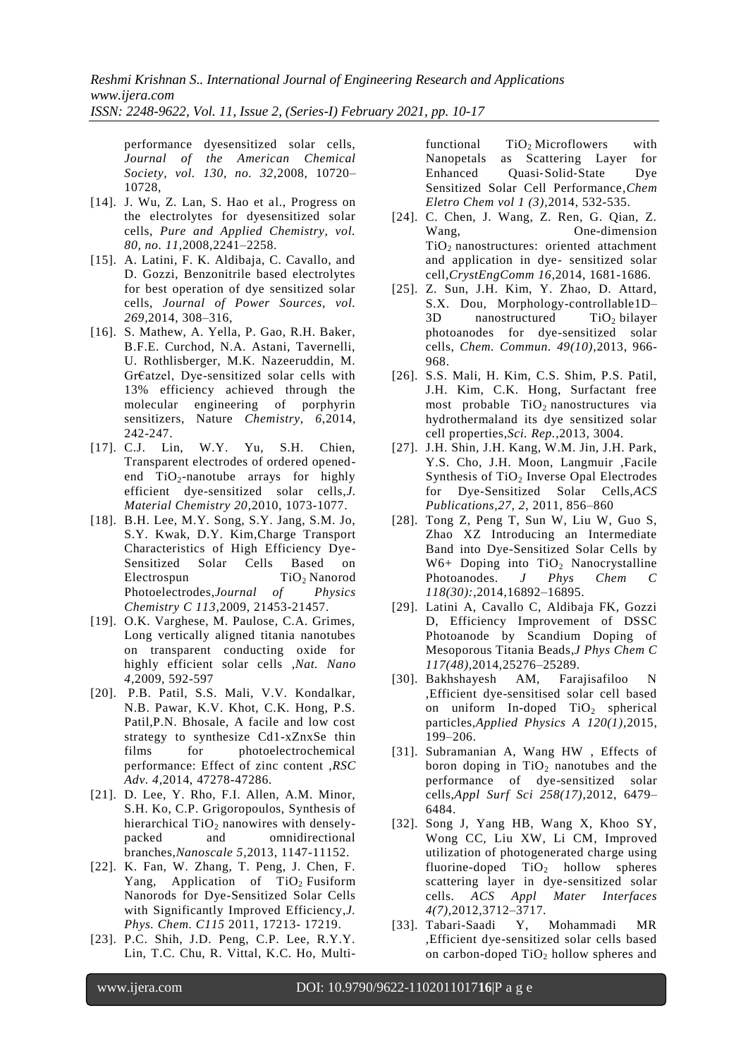performance dyesensitized solar cells, *Journal of the American Chemical Society, vol. 130, no. 32*,2008, 10720–10728,

[14]. J. Wu, Z. Lan, S. Hao et al., Progress on the electrolytes for dyesensitized solar cells, *Pure and Applied Chemistry, vol. 80, no. 11*,2008,2241–2258.

[15]. A. Latini, F. K. Aldibaja, C. Cavallo, and D. Gozzi, Benzonitrile based electrolytes for best operation of dye sensitized solar cells, *Journal of Power Sources, vol. 269*,2014, 308–316,

[16]. S. Mathew, A. Yella, P. Gao, R.H. Baker, B.F.E. Curchod, N.A. Astani, Tavernelli, U. Rothlisberger, M.K. Nazeeruddin, M. Gr€atzel, Dye-sensitized solar cells with 13% efficiency achieved through the molecular engineering of porphyrin sensitizers, Nature *Chemistry, 6*,2014, 242-247.

[17]. C.J. Lin, W.Y. Yu, S.H. Chien, Transparent electrodes of ordered opened-end $TiO_2$-nanotube arrays for highly efficient dye-sensitized solar cells,*J. Material Chemistry 20*,2010, 1073-1077.

[18]. B.H. Lee, M.Y. Song, S.Y. Jang, S.M. Jo, S.Y. Kwak, D.Y. Kim,Charge Transport Characteristics of High Efficiency Dye-Sensitized Solar Cells Based on Electrospun $TiO_2$ Nanorod Photoelectrodes,*Journal of Physics Chemistry C 113*,2009, 21453-21457.

[19]. O.K. Varghese, M. Paulose, C.A. Grimes, Long vertically aligned titania nanotubes on transparent conducting oxide for highly efficient solar cells ,*Nat. Nano 4*,2009, 592-597

[20]. P.B. Patil, S.S. Mali, V.V. Kondalkar, N.B. Pawar, K.V. Khot, C.K. Hong, P.S. Patil,P.N. Bhosale, A facile and low cost strategy to synthesize Cd1-xZnxSe thin films for photoelectrochemical performance: Effect of zinc content ,*RSC Adv. 4*,2014, 47278-47286.

[21]. D. Lee, Y. Rho, F.I. Allen, A.M. Minor, S.H. Ko, C.P. Grigoropoulos, Synthesis of hierarchical $TiO_2$ nanowires with densely-packed and omnidirectional branches,*Nanoscale 5*,2013, 1147-11152.

[22]. K. Fan, W. Zhang, T. Peng, J. Chen, F. Yang, Application of $TiO_2$ Fusiform Nanorods for Dye-Sensitized Solar Cells with Significantly Improved Efficiency,*J. Phys. Chem. C115* 2011, 17213- 17219.

[23]. P.C. Shih, J.D. Peng, C.P. Lee, R.Y.Y. Lin, T.C. Chu, R. Vittal, K.C. Ho, Multi-functional $TiO_2$ Microflowers with Nanopetals as Scattering Layer for Enhanced Quasi-Solid-State Dye Sensitized Solar Cell Performance,*Chem Eletro Chem vol 1 (3)*,2014, 532-535.

[24]. C. Chen, J. Wang, Z. Ren, G. Qian, Z. Wang, One-dimension $TiO_2$ nanostructures: oriented attachment and application in dye- sensitized solar cell,*CrystEngComm 16*,2014, 1681-1686.

[25]. Z. Sun, J.H. Kim, Y. Zhao, D. Attard, S.X. Dou, Morphology-controllable1D–3D nanostructured $TiO_2$ bilayer photoanodes for dye-sensitized solar cells, *Chem. Commun. 49(10)*,2013, 966-968.

[26]. S.S. Mali, H. Kim, C.S. Shim, P.S. Patil, J.H. Kim, C.K. Hong, Surfactant free most probable $TiO_2$ nanostructures via hydrothermaland its dye sensitized solar cell properties,*Sci. Rep.*,2013, 3004.

[27]. J.H. Shin, J.H. Kang, W.M. Jin, J.H. Park, Y.S. Cho, J.H. Moon, Langmuir ,Facile Synthesis of $TiO_2$ Inverse Opal Electrodes for Dye-Sensitized Solar Cells,*ACS Publications,27, 2,* 2011, 856–860

[28]. Tong Z, Peng T, Sun W, Liu W, Guo S, Zhao XZ Introducing an Intermediate Band into Dye-Sensitized Solar Cells by W6+ Doping into $TiO_2$ Nanocrystalline Photoanodes. *J Phys Chem C 118(30):*,2014,16892–16895.

[29]. Latini A, Cavallo C, Aldibaja FK, Gozzi D, Efficiency Improvement of DSSC Photoanode by Scandium Doping of Mesoporous Titania Beads,*J Phys Chem C 117(48)*,2014,25276–25289.

[30]. Bakhshayesh AM, Farajisafiloo N ,Efficient dye-sensitised solar cell based on uniform In-doped $TiO_2$ spherical particles,*Applied Physics A 120(1)*,2015, 199–206.

[31]. Subramanian A, Wang HW , Effects of boron doping in $TiO_2$ nanotubes and the performance of dye-sensitized solar cells,*Appl Surf Sci 258(17)*,2012, 6479–6484.

[32]. Song J, Yang HB, Wang X, Khoo SY, Wong CC, Liu XW, Li CM, Improved utilization of photogenerated charge using fluorine-doped $TiO_2$ hollow spheres scattering layer in dye-sensitized solar cells. *ACS Appl Mater Interfaces 4(7)*,2012,3712–3717.

[33]. Tabari-Saadi Y, Mohammadi MR ,Efficient dye-sensitized solar cells based on carbon-doped $TiO_2$ hollow spheres and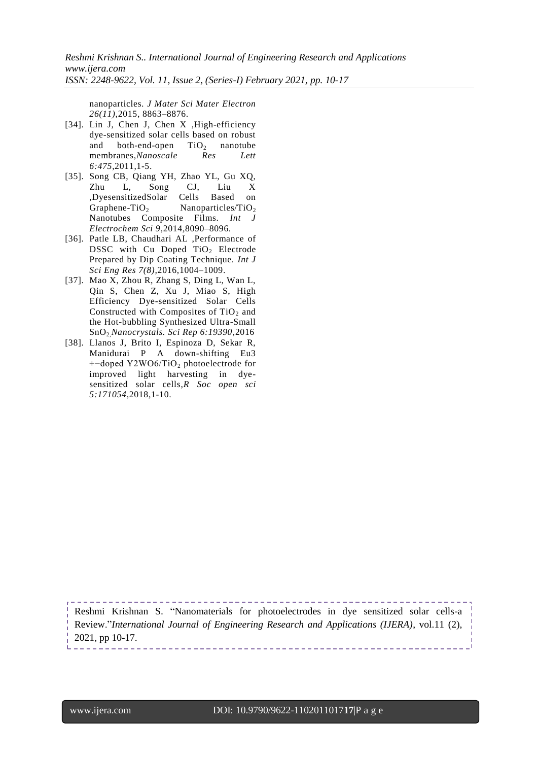nanoparticles. *J Mater Sci Mater Electron 26(11)*,2015, 8863–8876.

[34]. Lin J, Chen J, Chen X ,High-efficiency dye-sensitized solar cells based on robust and both-end-open $TiO_2$ nanotube membranes,*Nanoscale Res Lett 6:475*,2011,1-5.

[35]. Song CB, Qiang YH, Zhao YL, Gu XQ, Zhu L, Song CJ, Liu X ,DyesensitizedSolar Cells Based on Graphene-$TiO_2$ Nanoparticles/$TiO_2$ Nanotubes Composite Films. *Int J Electrochem Sci 9*,2014,8090–8096.

[36]. Patle LB, Chaudhari AL ,Performance of DSSC with Cu Doped $TiO_2$ Electrode Prepared by Dip Coating Technique. *Int J Sci Eng Res 7(8)*,2016,1004–1009.

[37]. Mao X, Zhou R, Zhang S, Ding L, Wan L, Qin S, Chen Z, Xu J, Miao S, High Efficiency Dye-sensitized Solar Cells Constructed with Composites of $TiO_2$ and the Hot-bubbling Synthesized Ultra-Small $SnO_2$, *Nanocrystals. Sci Rep 6:19390*,2016

[38]. Llanos J, Brito I, Espinoza D, Sekar R, Manidurai P A down-shifting Eu3 +−doped Y2WO6/$TiO_2$ photoelectrode for improved light harvesting in dye-sensitized solar cells,*R Soc open sci 5:171054*,2018,1-10.

Reshmi Krishnan S. "Nanomaterials for photoelectrodes in dye sensitized solar cells-a Review."*International Journal of Engineering Research and Applications (IJERA)*, vol.11 (2), 2021, pp 10-17.